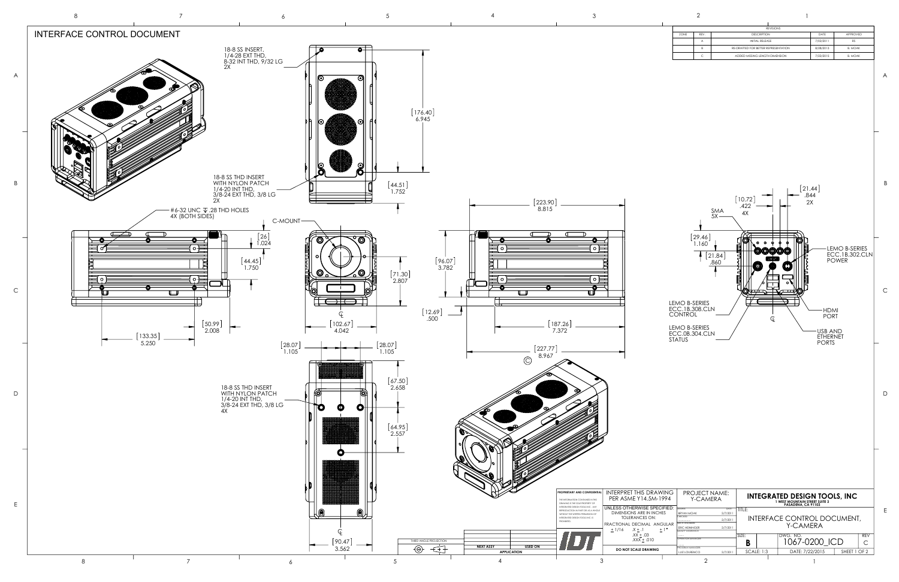# INTERFACE CONTROL DOCUMENT

| REVISIONS | | | | |
|---|---|---|---|---|
| ZONE | REV. | DESCRIPTION | DATE | APPROVED |
| | A | INITIAL RELEASE | 7/02/2011 | RS |
| | B | RE-DRAFTED FOR BETTER REPRESENTATION | 8/28/2013 | B. MOAK |
| | C | ADDED MISSING LENGTH DIMENSION | 7/22/2015 | B. MOAK |

18-8 SS INSERT,
1/4-28 EXT THD,
8-32 INT THD, 9/32 LG
2X

18-8 SS THD INSERT
WITH NYLON PATCH
1/4-20 INT THD,
3/8-24 EXT THD, 3/8 LG
2X

#6-32 UNC ⊽ .28 THD HOLES
4X (BOTH SIDES)

C-MOUNT

18-8 SS THD INSERT
WITH NYLON PATCH
1/4-20 INT THD,
3/8-24 EXT THD, 3/8 LG
4X

SMA
5X

LEMO B-SERIES
ECC.1B.302.CLN
POWER

LEMO B-SERIES
ECC.1B.308.CLN
CONTROL

LEMO B-SERIES
ECC.0B.304.CLN
STATUS

HDMI
PORT

USB AND
ETHERNET
PORTS

Dimensions: [176.40] 6.945; [44.51] 1.752; [26] 1.024; [44.45] 1.750; [50.99] 2.008; [133.35] 5.250; [71.30] 2.807; [102.67] 4.042; [223.90] 8.815; [96.07] 3.782; [12.69] .500; [187.26] 7.372; [227.77] 8.967 Ⓒ; [28.07] 1.105; [28.07] 1.105; [67.50] 2.658; [64.95] 2.557; [90.47] 3.562; [10.72] .422 4X; [21.44] .844 2X; [29.46] 1.160; [21.84] .860

**PROPRIETARY AND CONFIDENTIAL**
THE INFORMATION CONTAINED IN THIS DRAWING IS THE SOLE PROPERTY OF INTEGRATED DESIGN TOOLS INC. ANY REPRODUCTION IN PART OR AS A WHOLE WITHOUT THE WRITTEN PERMISSION OF INTEGRATED DESIGN TOOLS INC. IS PROHIBITED.

INTERPRET THIS DRAWING PER ASME Y14.5M-1994

UNLESS OTHERWISE SPECIFIED:
DIMENSIONS ARE IN INCHES
TOLERANCES ON:
FRACTIONAL ± 1/16
DECIMAL .X ± .1, .XX ± .03, .XXX ± .010
ANGULAR ± 1°

DO NOT SCALE DRAWING

THIRD ANGLE PROJECTION

| NEXT ASSY | USED ON |
|---|---|
| APPLICATION | |

PROJECT NAME: Y-CAMERA

| | NAME | DATE |
|---|---|---|
| DRAWN | BRYAN MOAK | 2/7/2011 |
| CHECKED | | 2/7/2011 |
| DESIGN ENGINEER | ERIC HENNINGER | 2/7/2011 |
| QUALITY ASSURANCE | | |
| OPERATIONS MANAGER | | |
| PROGRAM MANAGER | LUIZ LOURENCO | 2/7/2011 |

**INTEGRATED DESIGN TOOLS, INC**
1 WEST MOUNTAIN STREET SUITE 3
PASADENA, CA 91103

TITLE: INTERFACE CONTROL DOCUMENT, Y-CAMERA

SIZE: B | DWG. NO. 1067-0200_ICD | REV C

SCALE: 1:3 | DATE: 7/22/2015 | SHEET 1 OF 2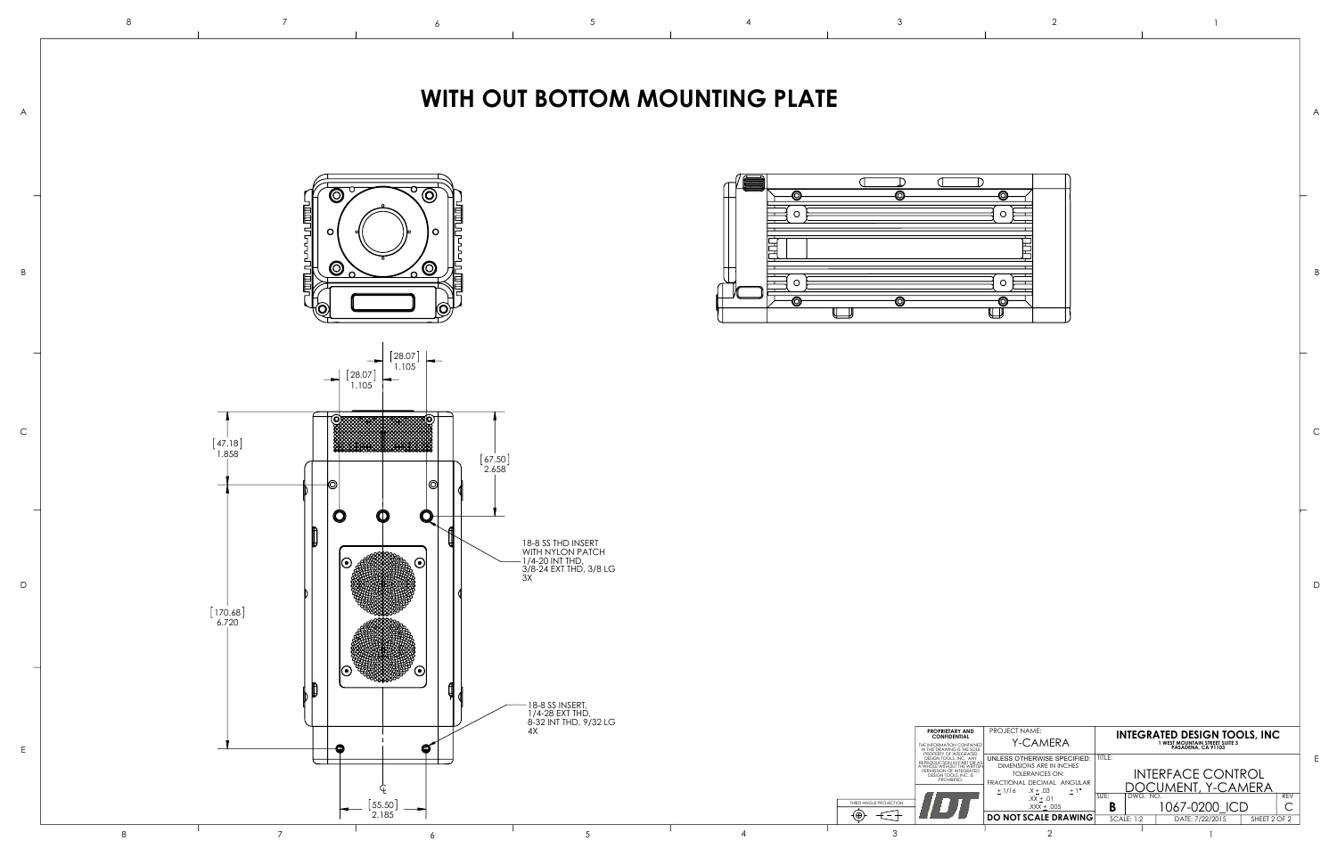# WITH OUT BOTTOM MOUNTING PLATE

[28.07]
1.105

[28.07]
1.105

[47.18]
1.858

[67.50]
2.658

[170.68]
6.720

[55.50]
2.185

18-8 SS THD INSERT
WITH NYLON PATCH
1/4-20 INT THD,
3/8-24 EXT THD, 3/8 LG
3X

18-8 SS INSERT,
1/4-28 EXT THD,
8-32 INT THD, 9/32 LG
4X

**PROPRIETARY AND CONFIDENTIAL**

THE INFORMATION CONTAINED IN THIS DRAWING IS THE SOLE PROPERTY OF INTEGRATED DESIGN TOOLS, INC. ANY REPRODUCTION IN PART OR AS A WHOLE WITHOUT THE WRITTEN PERMISSION OF INTEGRATED DESIGN TOOLS, INC. IS PROHIBITED.

THIRD ANGLE PROJECTION

PROJECT NAME: Y-CAMERA

UNLESS OTHERWISE SPECIFIED:
DIMENSIONS ARE IN INCHES
TOLERANCES ON:

| FRACTIONAL | DECIMAL | ANGULAR |
| --- | --- | --- |
| ± 1/16 | .X ± .03 | ± 1° |
| | .XX ± .01 | |
| | .XXX ± .005 | |

**DO NOT SCALE DRAWING**

**INTEGRATED DESIGN TOOLS, INC**
**1 WEST MOUNTAIN STREET SUITE 3**
**PASADENA, CA 91103**

TITLE: INTERFACE CONTROL DOCUMENT, Y-CAMERA

| SIZE: | DWG. NO. | REV |
| --- | --- | --- |
| B | 1067-0200_ICD | C |

SCALE: 1:2 | DATE: 7/22/2015 | SHEET 2 OF 2